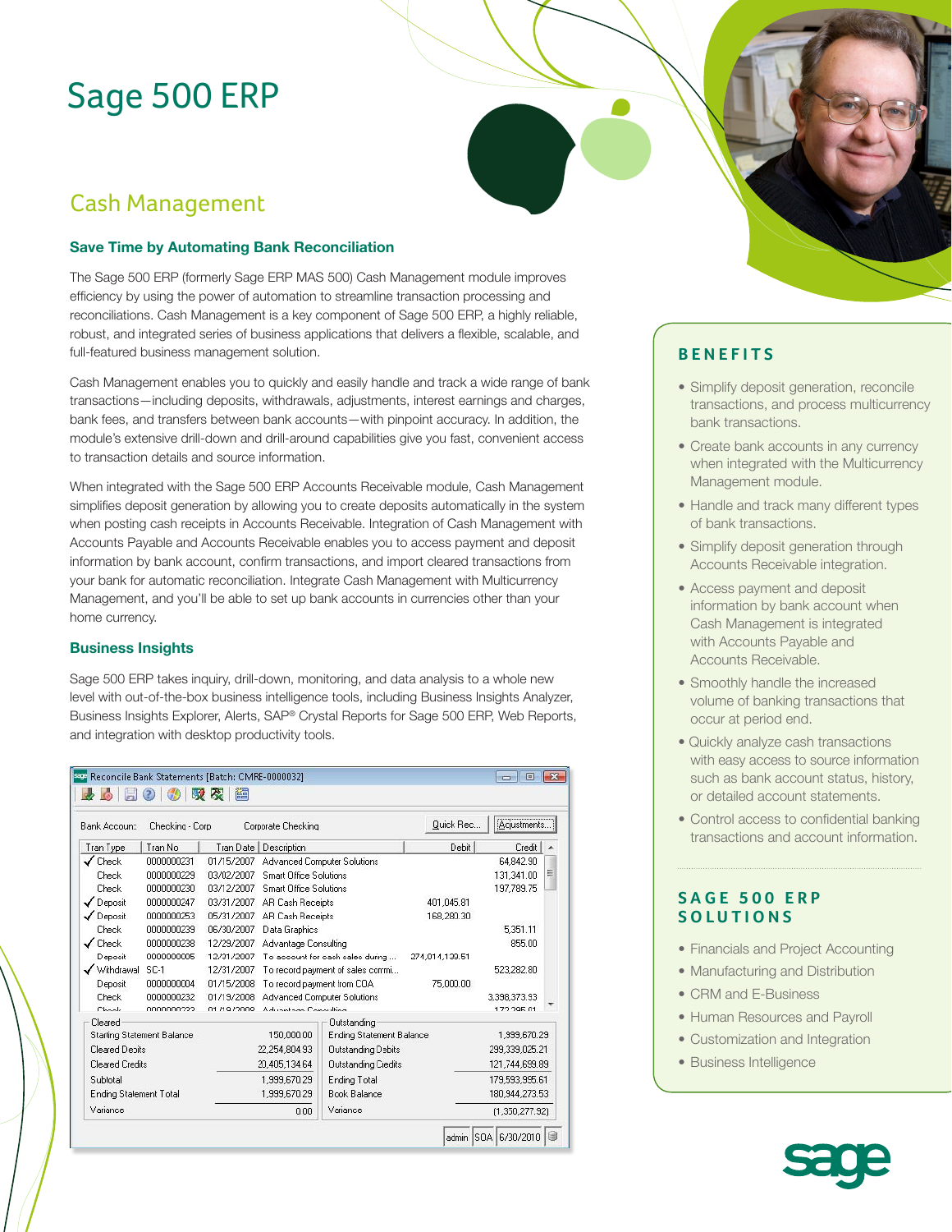# Sage 500 ERP

## Cash Management

### Save Time by Automating Bank Reconciliation

The Sage 500 ERP (formerly Sage ERP MAS 500) Cash Management module improves efficiency by using the power of automation to streamline transaction processing and reconciliations. Cash Management is a key component of Sage 500 ERP, a highly reliable, robust, and integrated series of business applications that delivers a flexible, scalable, and full-featured business management solution.

Cash Management enables you to quickly and easily handle and track a wide range of bank transactions—including deposits, withdrawals, adjustments, interest earnings and charges, bank fees, and transfers between bank accounts—with pinpoint accuracy. In addition, the module's extensive drill-down and drill-around capabilities give you fast, convenient access to transaction details and source information.

When integrated with the Sage 500 ERP Accounts Receivable module, Cash Management simplifies deposit generation by allowing you to create deposits automatically in the system when posting cash receipts in Accounts Receivable. Integration of Cash Management with Accounts Payable and Accounts Receivable enables you to access payment and deposit information by bank account, confirm transactions, and import cleared transactions from your bank for automatic reconciliation. Integrate Cash Management with Multicurrency Management, and you'll be able to set up bank accounts in currencies other than your home currency.

### Business Insights

Sage 500 ERP takes inquiry, drill-down, monitoring, and data analysis to a whole new level with out-of-the-box business intelligence tools, including Business Insights Analyzer, Business Insights Explorer, Alerts, SAP® Crystal Reports for Sage 500 ERP, Web Reports, and integration with desktop productivity tools.

Reconcile Bank Statements [Batch: CMRE-0000032]

Bank Account: Checking - Corp — Corporate Checking

| Tran Type | Tran No | Tran Date | Description | Debit | Credit |
|---|---|---|---|---|---|
| ✓ Check | 0000000231 | 01/15/2007 | Advanced Computer Solutions | | 64,842.90 |
| Check | 0000000229 | 03/02/2007 | Smart Office Solutions | | 131,341.00 |
| Check | 0000000230 | 03/12/2007 | Smart Office Solutions | | 197,789.75 |
| ✓ Deposit | 0000000247 | 03/31/2007 | AR Cash Receipts | 401,045.81 | |
| ✓ Deposit | 0000000253 | 05/31/2007 | AR Cash Receipts | 168,280.30 | |
| Check | 0000000239 | 06/30/2007 | Data Graphics | | 5,351.11 |
| ✓ Check | 0000000238 | 12/29/2007 | Advantage Consulting | | 855.00 |
| Deposit | 0000000005 | 12/31/2007 | To account for cash sales during ... | 274,014,139.51 | |
| ✓ Withdrawal | SC-1 | 12/31/2007 | To record payment of sales commi... | | 523,282.80 |
| Deposit | 0000000004 | 01/15/2008 | To record payment from COA | 75,000.00 | |
| Check | 0000000232 | 01/19/2008 | Advanced Computer Solutions | | 3,398,373.93 |

| Cleared | | Outstanding | |
|---|---|---|---|
| Starting Statement Balance | 150,000.00 | Ending Statement Balance | 1,999,670.29 |
| Cleared Debits | 22,254,804.93 | Outstanding Debits | 299,339,025.21 |
| Cleared Credits | 20,405,134.64 | Outstanding Credits | 121,744,699.89 |
| Subtotal | 1,999,670.29 | Ending Total | 179,593,995.61 |
| Ending Statement Total | 1,999,670.29 | Book Balance | 180,944,273.53 |
| Variance | 0.00 | Variance | (1,350,277.92) |

## BENEFITS

- Simplify deposit generation, reconcile transactions, and process multicurrency bank transactions.
- Create bank accounts in any currency when integrated with the Multicurrency Management module.
- Handle and track many different types of bank transactions.
- Simplify deposit generation through Accounts Receivable integration.
- Access payment and deposit information by bank account when Cash Management is integrated with Accounts Payable and Accounts Receivable.
- Smoothly handle the increased volume of banking transactions that occur at period end.
- Quickly analyze cash transactions with easy access to source information such as bank account status, history, or detailed account statements.
- Control access to confidential banking transactions and account information.

## SAGE 500 ERP SOLUTIONS

- Financials and Project Accounting
- Manufacturing and Distribution
- CRM and E-Business
- Human Resources and Payroll
- Customization and Integration
- Business Intelligence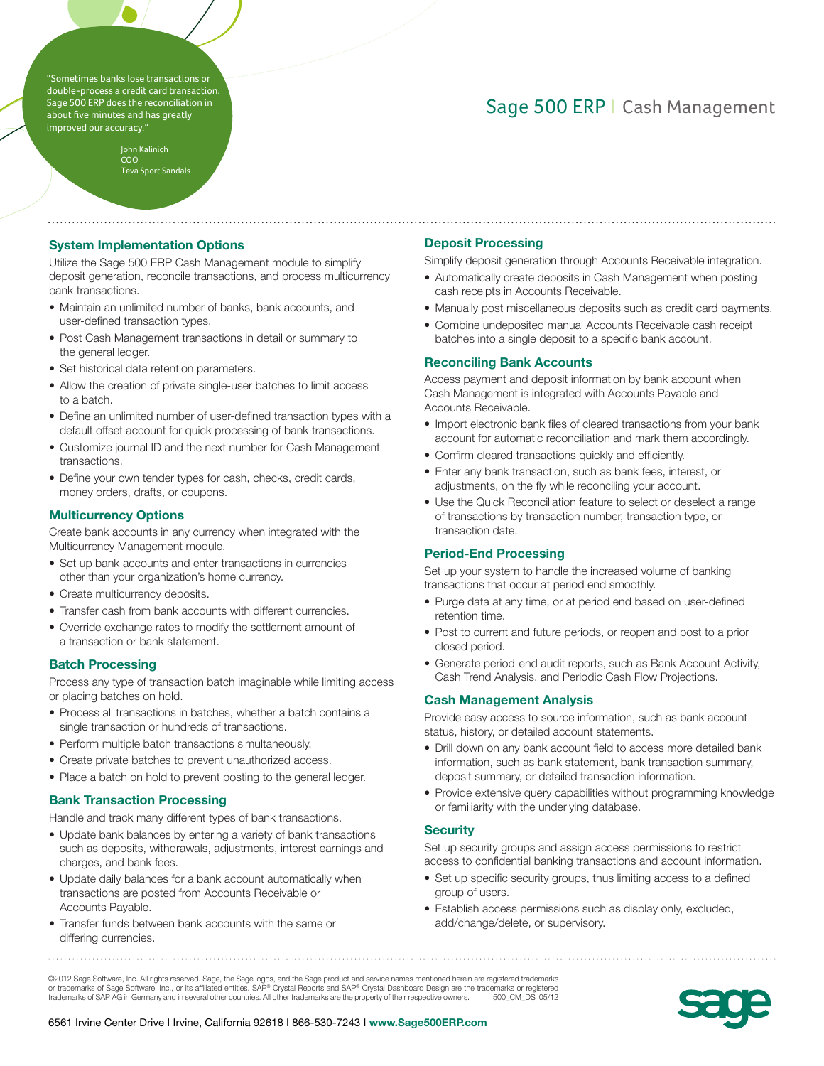"Sometimes banks lose transactions or double-process a credit card transaction. Sage 500 ERP does the reconciliation in about five minutes and has greatly improved our accuracy."

John Kalinich
COO
Teva Sport Sandals

# Sage 500 ERP | Cash Management

## System Implementation Options

Utilize the Sage 500 ERP Cash Management module to simplify deposit generation, reconcile transactions, and process multicurrency bank transactions.

- Maintain an unlimited number of banks, bank accounts, and user-defined transaction types.
- Post Cash Management transactions in detail or summary to the general ledger.
- Set historical data retention parameters.
- Allow the creation of private single-user batches to limit access to a batch.
- Define an unlimited number of user-defined transaction types with a default offset account for quick processing of bank transactions.
- Customize journal ID and the next number for Cash Management transactions.
- Define your own tender types for cash, checks, credit cards, money orders, drafts, or coupons.

## Multicurrency Options

Create bank accounts in any currency when integrated with the Multicurrency Management module.

- Set up bank accounts and enter transactions in currencies other than your organization's home currency.
- Create multicurrency deposits.
- Transfer cash from bank accounts with different currencies.
- Override exchange rates to modify the settlement amount of a transaction or bank statement.

## Batch Processing

Process any type of transaction batch imaginable while limiting access or placing batches on hold.

- Process all transactions in batches, whether a batch contains a single transaction or hundreds of transactions.
- Perform multiple batch transactions simultaneously.
- Create private batches to prevent unauthorized access.
- Place a batch on hold to prevent posting to the general ledger.

## Bank Transaction Processing

Handle and track many different types of bank transactions.

- Update bank balances by entering a variety of bank transactions such as deposits, withdrawals, adjustments, interest earnings and charges, and bank fees.
- Update daily balances for a bank account automatically when transactions are posted from Accounts Receivable or Accounts Payable.
- Transfer funds between bank accounts with the same or differing currencies.

## Deposit Processing

Simplify deposit generation through Accounts Receivable integration.

- Automatically create deposits in Cash Management when posting cash receipts in Accounts Receivable.
- Manually post miscellaneous deposits such as credit card payments.
- Combine undeposited manual Accounts Receivable cash receipt batches into a single deposit to a specific bank account.

## Reconciling Bank Accounts

Access payment and deposit information by bank account when Cash Management is integrated with Accounts Payable and Accounts Receivable.

- Import electronic bank files of cleared transactions from your bank account for automatic reconciliation and mark them accordingly.
- Confirm cleared transactions quickly and efficiently.
- Enter any bank transaction, such as bank fees, interest, or adjustments, on the fly while reconciling your account.
- Use the Quick Reconciliation feature to select or deselect a range of transactions by transaction number, transaction type, or transaction date.

## Period-End Processing

Set up your system to handle the increased volume of banking transactions that occur at period end smoothly.

- Purge data at any time, or at period end based on user-defined retention time.
- Post to current and future periods, or reopen and post to a prior closed period.
- Generate period-end audit reports, such as Bank Account Activity, Cash Trend Analysis, and Periodic Cash Flow Projections.

## Cash Management Analysis

Provide easy access to source information, such as bank account status, history, or detailed account statements.

- Drill down on any bank account field to access more detailed bank information, such as bank statement, bank transaction summary, deposit summary, or detailed transaction information.
- Provide extensive query capabilities without programming knowledge or familiarity with the underlying database.

## Security

Set up security groups and assign access permissions to restrict access to confidential banking transactions and account information.

- Set up specific security groups, thus limiting access to a defined group of users.
- Establish access permissions such as display only, excluded, add/change/delete, or supervisory.

©2012 Sage Software, Inc. All rights reserved. Sage, the Sage logos, and the Sage product and service names mentioned herein are registered trademarks or trademarks of Sage Software, Inc., or its affiliated entities. SAP® Crystal Reports and SAP® Crystal Dashboard Design are the trademarks or registered trademarks of SAP AG in Germany and in several other countries. All other trademarks are the property of their respective owners. 500_CM_DS 05/12

6561 Irvine Center Drive I Irvine, California 92618 I 866-530-7243 I **www.Sage500ERP.com**